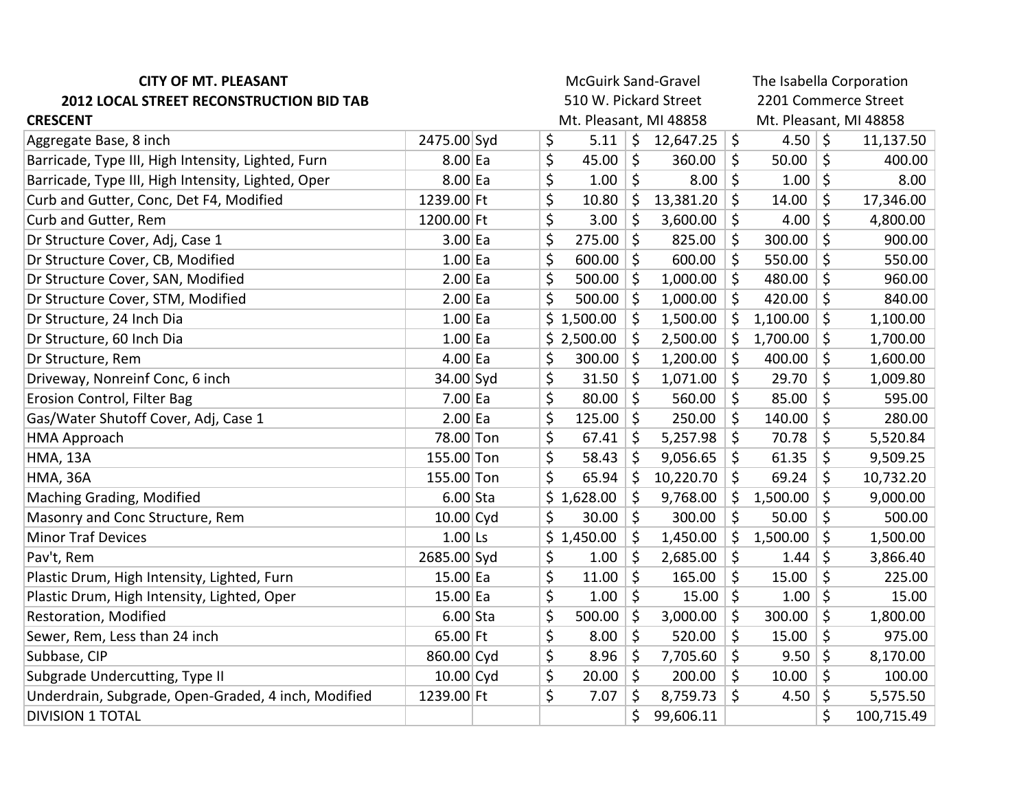**CITY OF MT. PLEASANT**

**2012 LOCAL STREET RECONSTRUCTION BID TAB**

**CRESCENT**

| Item | Quantity | Unit | McGuirk Sand-Gravel<br>510 W. Pickard Street<br>Mt. Pleasant, MI 48858 | | The Isabella Corporation<br>2201 Commerce Street<br>Mt. Pleasant, MI 48858 | |
|---|---|---|---|---|---|---|
| | | | Unit Price | Total | Unit Price | Total |
| Aggregate Base, 8 inch | 2475.00 | Syd | $ 5.11 | $ 12,647.25 | $ 4.50 | $ 11,137.50 |
| Barricade, Type III, High Intensity, Lighted, Furn | 8.00 | Ea | $ 45.00 | $ 360.00 | $ 50.00 | $ 400.00 |
| Barricade, Type III, High Intensity, Lighted, Oper | 8.00 | Ea | $ 1.00 | $ 8.00 | $ 1.00 | $ 8.00 |
| Curb and Gutter, Conc, Det F4, Modified | 1239.00 | Ft | $ 10.80 | $ 13,381.20 | $ 14.00 | $ 17,346.00 |
| Curb and Gutter, Rem | 1200.00 | Ft | $ 3.00 | $ 3,600.00 | $ 4.00 | $ 4,800.00 |
| Dr Structure Cover, Adj, Case 1 | 3.00 | Ea | $ 275.00 | $ 825.00 | $ 300.00 | $ 900.00 |
| Dr Structure Cover, CB, Modified | 1.00 | Ea | $ 600.00 | $ 600.00 | $ 550.00 | $ 550.00 |
| Dr Structure Cover, SAN, Modified | 2.00 | Ea | $ 500.00 | $ 1,000.00 | $ 480.00 | $ 960.00 |
| Dr Structure Cover, STM, Modified | 2.00 | Ea | $ 500.00 | $ 1,000.00 | $ 420.00 | $ 840.00 |
| Dr Structure, 24 Inch Dia | 1.00 | Ea | $ 1,500.00 | $ 1,500.00 | $ 1,100.00 | $ 1,100.00 |
| Dr Structure, 60 Inch Dia | 1.00 | Ea | $ 2,500.00 | $ 2,500.00 | $ 1,700.00 | $ 1,700.00 |
| Dr Structure, Rem | 4.00 | Ea | $ 300.00 | $ 1,200.00 | $ 400.00 | $ 1,600.00 |
| Driveway, Nonreinf Conc, 6 inch | 34.00 | Syd | $ 31.50 | $ 1,071.00 | $ 29.70 | $ 1,009.80 |
| Erosion Control, Filter Bag | 7.00 | Ea | $ 80.00 | $ 560.00 | $ 85.00 | $ 595.00 |
| Gas/Water Shutoff Cover, Adj, Case 1 | 2.00 | Ea | $ 125.00 | $ 250.00 | $ 140.00 | $ 280.00 |
| HMA Approach | 78.00 | Ton | $ 67.41 | $ 5,257.98 | $ 70.78 | $ 5,520.84 |
| HMA, 13A | 155.00 | Ton | $ 58.43 | $ 9,056.65 | $ 61.35 | $ 9,509.25 |
| HMA, 36A | 155.00 | Ton | $ 65.94 | $ 10,220.70 | $ 69.24 | $ 10,732.20 |
| Maching Grading, Modified | 6.00 | Sta | $ 1,628.00 | $ 9,768.00 | $ 1,500.00 | $ 9,000.00 |
| Masonry and Conc Structure, Rem | 10.00 | Cyd | $ 30.00 | $ 300.00 | $ 50.00 | $ 500.00 |
| Minor Traf Devices | 1.00 | Ls | $ 1,450.00 | $ 1,450.00 | $ 1,500.00 | $ 1,500.00 |
| Pav't, Rem | 2685.00 | Syd | $ 1.00 | $ 2,685.00 | $ 1.44 | $ 3,866.40 |
| Plastic Drum, High Intensity, Lighted, Furn | 15.00 | Ea | $ 11.00 | $ 165.00 | $ 15.00 | $ 225.00 |
| Plastic Drum, High Intensity, Lighted, Oper | 15.00 | Ea | $ 1.00 | $ 15.00 | $ 1.00 | $ 15.00 |
| Restoration, Modified | 6.00 | Sta | $ 500.00 | $ 3,000.00 | $ 300.00 | $ 1,800.00 |
| Sewer, Rem, Less than 24 inch | 65.00 | Ft | $ 8.00 | $ 520.00 | $ 15.00 | $ 975.00 |
| Subbase, CIP | 860.00 | Cyd | $ 8.96 | $ 7,705.60 | $ 9.50 | $ 8,170.00 |
| Subgrade Undercutting, Type II | 10.00 | Cyd | $ 20.00 | $ 200.00 | $ 10.00 | $ 100.00 |
| Underdrain, Subgrade, Open-Graded, 4 inch, Modified | 1239.00 | Ft | $ 7.07 | $ 8,759.73 | $ 4.50 | $ 5,575.50 |
| DIVISION 1 TOTAL | | | | $ 99,606.11 | | $ 100,715.49 |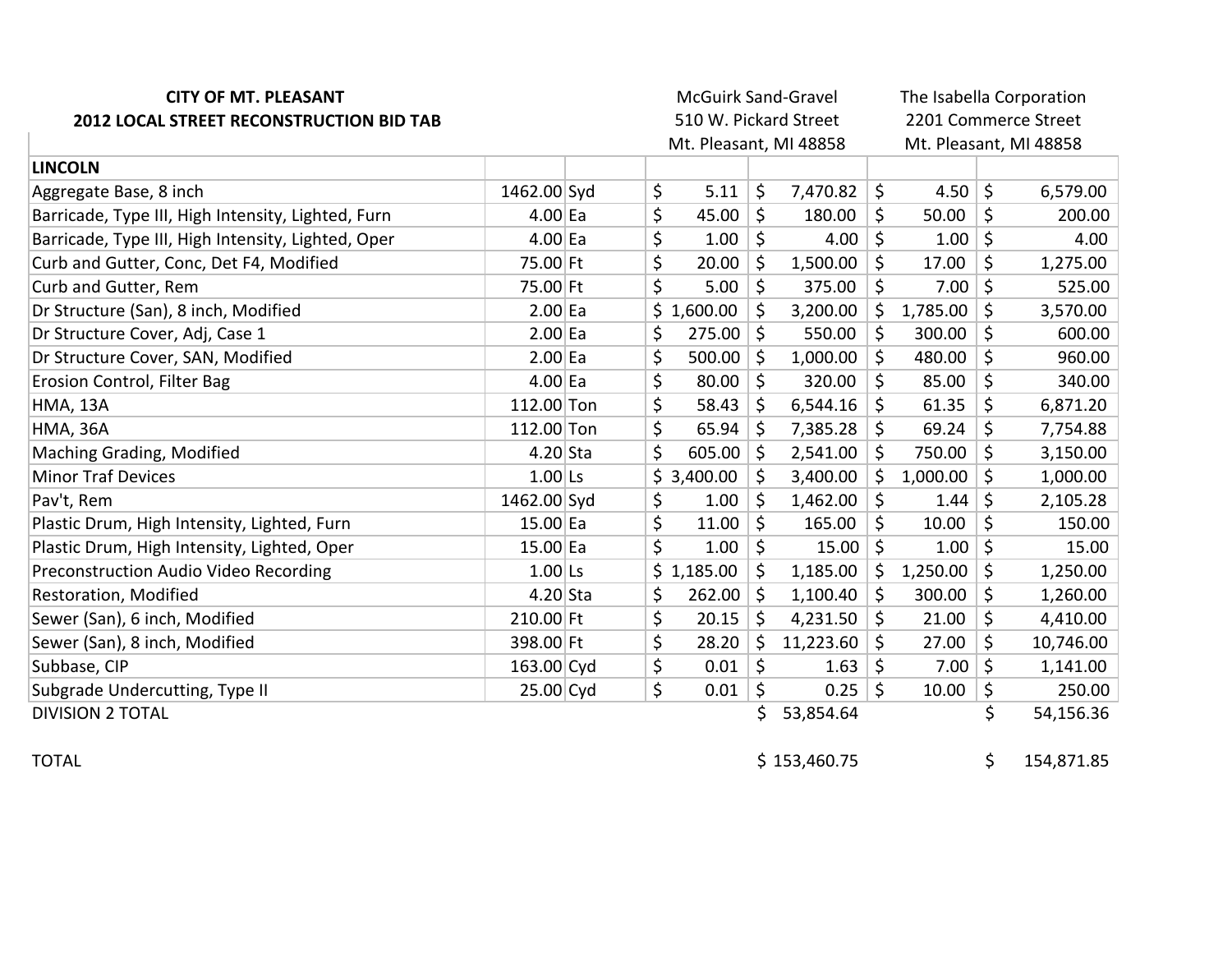| CITY OF MT. PLEASANT<br>2012 LOCAL STREET RECONSTRUCTION BID TAB | | | McGuirk Sand-Gravel<br>510 W. Pickard Street<br>Mt. Pleasant, MI 48858 | | The Isabella Corporation<br>2201 Commerce Street<br>Mt. Pleasant, MI 48858 | |
|---|---|---|---|---|---|---|
| **LINCOLN** | | | | | | |
| Aggregate Base, 8 inch | 1462.00 | Syd | $ 5.11 | $ 7,470.82 | $ 4.50 | $ 6,579.00 |
| Barricade, Type III, High Intensity, Lighted, Furn | 4.00 | Ea | $ 45.00 | $ 180.00 | $ 50.00 | $ 200.00 |
| Barricade, Type III, High Intensity, Lighted, Oper | 4.00 | Ea | $ 1.00 | $ 4.00 | $ 1.00 | $ 4.00 |
| Curb and Gutter, Conc, Det F4, Modified | 75.00 | Ft | $ 20.00 | $ 1,500.00 | $ 17.00 | $ 1,275.00 |
| Curb and Gutter, Rem | 75.00 | Ft | $ 5.00 | $ 375.00 | $ 7.00 | $ 525.00 |
| Dr Structure (San), 8 inch, Modified | 2.00 | Ea | $ 1,600.00 | $ 3,200.00 | $ 1,785.00 | $ 3,570.00 |
| Dr Structure Cover, Adj, Case 1 | 2.00 | Ea | $ 275.00 | $ 550.00 | $ 300.00 | $ 600.00 |
| Dr Structure Cover, SAN, Modified | 2.00 | Ea | $ 500.00 | $ 1,000.00 | $ 480.00 | $ 960.00 |
| Erosion Control, Filter Bag | 4.00 | Ea | $ 80.00 | $ 320.00 | $ 85.00 | $ 340.00 |
| HMA, 13A | 112.00 | Ton | $ 58.43 | $ 6,544.16 | $ 61.35 | $ 6,871.20 |
| HMA, 36A | 112.00 | Ton | $ 65.94 | $ 7,385.28 | $ 69.24 | $ 7,754.88 |
| Maching Grading, Modified | 4.20 | Sta | $ 605.00 | $ 2,541.00 | $ 750.00 | $ 3,150.00 |
| Minor Traf Devices | 1.00 | Ls | $ 3,400.00 | $ 3,400.00 | $ 1,000.00 | $ 1,000.00 |
| Pav't, Rem | 1462.00 | Syd | $ 1.00 | $ 1,462.00 | $ 1.44 | $ 2,105.28 |
| Plastic Drum, High Intensity, Lighted, Furn | 15.00 | Ea | $ 11.00 | $ 165.00 | $ 10.00 | $ 150.00 |
| Plastic Drum, High Intensity, Lighted, Oper | 15.00 | Ea | $ 1.00 | $ 15.00 | $ 1.00 | $ 15.00 |
| Preconstruction Audio Video Recording | 1.00 | Ls | $ 1,185.00 | $ 1,185.00 | $ 1,250.00 | $ 1,250.00 |
| Restoration, Modified | 4.20 | Sta | $ 262.00 | $ 1,100.40 | $ 300.00 | $ 1,260.00 |
| Sewer (San), 6 inch, Modified | 210.00 | Ft | $ 20.15 | $ 4,231.50 | $ 21.00 | $ 4,410.00 |
| Sewer (San), 8 inch, Modified | 398.00 | Ft | $ 28.20 | $ 11,223.60 | $ 27.00 | $ 10,746.00 |
| Subbase, CIP | 163.00 | Cyd | $ 0.01 | $ 1.63 | $ 7.00 | $ 1,141.00 |
| Subgrade Undercutting, Type II | 25.00 | Cyd | $ 0.01 | $ 0.25 | $ 10.00 | $ 250.00 |
| DIVISION 2 TOTAL | | | | $ 53,854.64 | | $ 54,156.36 |
| TOTAL | | | | $ 153,460.75 | | $ 154,871.85 |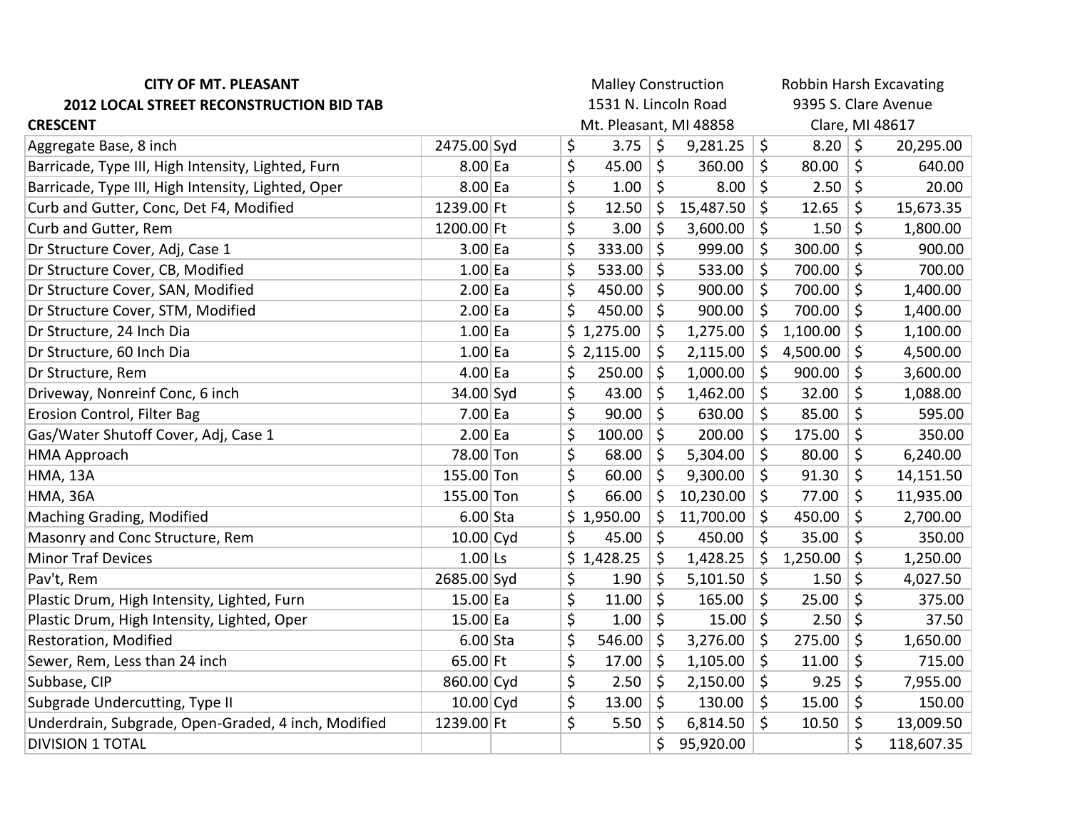**CITY OF MT. PLEASANT**
**2012 LOCAL STREET RECONSTRUCTION BID TAB**
**CRESCENT**

| | | | Malley Construction<br>1531 N. Lincoln Road<br>Mt. Pleasant, MI 48858 | | Robbin Harsh Excavating<br>9395 S. Clare Avenue<br>Clare, MI 48617 | |
|---|---|---|---|---|---|---|
| Aggregate Base, 8 inch | 2475.00 | Syd | $ 3.75 | $ 9,281.25 | $ 8.20 | $ 20,295.00 |
| Barricade, Type III, High Intensity, Lighted, Furn | 8.00 | Ea | $ 45.00 | $ 360.00 | $ 80.00 | $ 640.00 |
| Barricade, Type III, High Intensity, Lighted, Oper | 8.00 | Ea | $ 1.00 | $ 8.00 | $ 2.50 | $ 20.00 |
| Curb and Gutter, Conc, Det F4, Modified | 1239.00 | Ft | $ 12.50 | $ 15,487.50 | $ 12.65 | $ 15,673.35 |
| Curb and Gutter, Rem | 1200.00 | Ft | $ 3.00 | $ 3,600.00 | $ 1.50 | $ 1,800.00 |
| Dr Structure Cover, Adj, Case 1 | 3.00 | Ea | $ 333.00 | $ 999.00 | $ 300.00 | $ 900.00 |
| Dr Structure Cover, CB, Modified | 1.00 | Ea | $ 533.00 | $ 533.00 | $ 700.00 | $ 700.00 |
| Dr Structure Cover, SAN, Modified | 2.00 | Ea | $ 450.00 | $ 900.00 | $ 700.00 | $ 1,400.00 |
| Dr Structure Cover, STM, Modified | 2.00 | Ea | $ 450.00 | $ 900.00 | $ 700.00 | $ 1,400.00 |
| Dr Structure, 24 Inch Dia | 1.00 | Ea | $ 1,275.00 | $ 1,275.00 | $ 1,100.00 | $ 1,100.00 |
| Dr Structure, 60 Inch Dia | 1.00 | Ea | $ 2,115.00 | $ 2,115.00 | $ 4,500.00 | $ 4,500.00 |
| Dr Structure, Rem | 4.00 | Ea | $ 250.00 | $ 1,000.00 | $ 900.00 | $ 3,600.00 |
| Driveway, Nonreinf Conc, 6 inch | 34.00 | Syd | $ 43.00 | $ 1,462.00 | $ 32.00 | $ 1,088.00 |
| Erosion Control, Filter Bag | 7.00 | Ea | $ 90.00 | $ 630.00 | $ 85.00 | $ 595.00 |
| Gas/Water Shutoff Cover, Adj, Case 1 | 2.00 | Ea | $ 100.00 | $ 200.00 | $ 175.00 | $ 350.00 |
| HMA Approach | 78.00 | Ton | $ 68.00 | $ 5,304.00 | $ 80.00 | $ 6,240.00 |
| HMA, 13A | 155.00 | Ton | $ 60.00 | $ 9,300.00 | $ 91.30 | $ 14,151.50 |
| HMA, 36A | 155.00 | Ton | $ 66.00 | $ 10,230.00 | $ 77.00 | $ 11,935.00 |
| Maching Grading, Modified | 6.00 | Sta | $ 1,950.00 | $ 11,700.00 | $ 450.00 | $ 2,700.00 |
| Masonry and Conc Structure, Rem | 10.00 | Cyd | $ 45.00 | $ 450.00 | $ 35.00 | $ 350.00 |
| Minor Traf Devices | 1.00 | Ls | $ 1,428.25 | $ 1,428.25 | $ 1,250.00 | $ 1,250.00 |
| Pav't, Rem | 2685.00 | Syd | $ 1.90 | $ 5,101.50 | $ 1.50 | $ 4,027.50 |
| Plastic Drum, High Intensity, Lighted, Furn | 15.00 | Ea | $ 11.00 | $ 165.00 | $ 25.00 | $ 375.00 |
| Plastic Drum, High Intensity, Lighted, Oper | 15.00 | Ea | $ 1.00 | $ 15.00 | $ 2.50 | $ 37.50 |
| Restoration, Modified | 6.00 | Sta | $ 546.00 | $ 3,276.00 | $ 275.00 | $ 1,650.00 |
| Sewer, Rem, Less than 24 inch | 65.00 | Ft | $ 17.00 | $ 1,105.00 | $ 11.00 | $ 715.00 |
| Subbase, CIP | 860.00 | Cyd | $ 2.50 | $ 2,150.00 | $ 9.25 | $ 7,955.00 |
| Subgrade Undercutting, Type II | 10.00 | Cyd | $ 13.00 | $ 130.00 | $ 15.00 | $ 150.00 |
| Underdrain, Subgrade, Open-Graded, 4 inch, Modified | 1239.00 | Ft | $ 5.50 | $ 6,814.50 | $ 10.50 | $ 13,009.50 |
| DIVISION 1 TOTAL | | | | $ 95,920.00 | | $ 118,607.35 |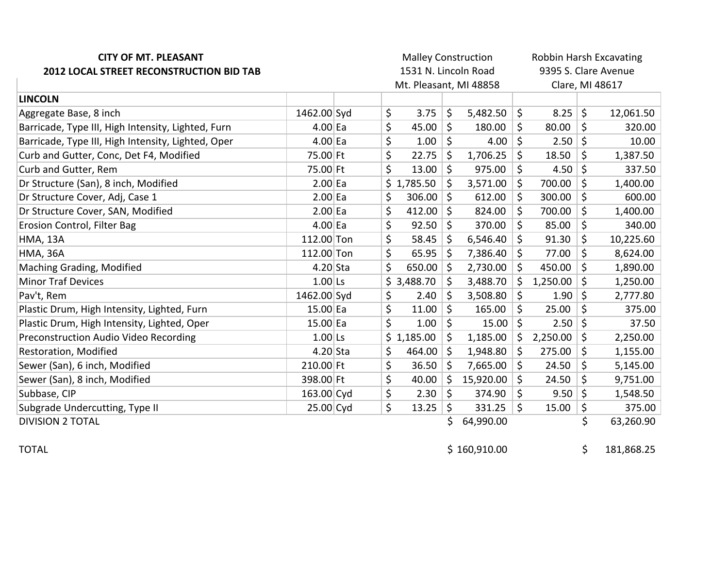**CITY OF MT. PLEASANT**
**2012 LOCAL STREET RECONSTRUCTION BID TAB**

| | | | Malley Construction<br>1531 N. Lincoln Road<br>Mt. Pleasant, MI 48858 | | Robbin Harsh Excavating<br>9395 S. Clare Avenue<br>Clare, MI 48617 | |
|---|---|---|---|---|---|---|
| **LINCOLN** | | | | | | |
| Aggregate Base, 8 inch | 1462.00 | Syd | $ 3.75 | $ 5,482.50 | $ 8.25 | $ 12,061.50 |
| Barricade, Type III, High Intensity, Lighted, Furn | 4.00 | Ea | $ 45.00 | $ 180.00 | $ 80.00 | $ 320.00 |
| Barricade, Type III, High Intensity, Lighted, Oper | 4.00 | Ea | $ 1.00 | $ 4.00 | $ 2.50 | $ 10.00 |
| Curb and Gutter, Conc, Det F4, Modified | 75.00 | Ft | $ 22.75 | $ 1,706.25 | $ 18.50 | $ 1,387.50 |
| Curb and Gutter, Rem | 75.00 | Ft | $ 13.00 | $ 975.00 | $ 4.50 | $ 337.50 |
| Dr Structure (San), 8 inch, Modified | 2.00 | Ea | $ 1,785.50 | $ 3,571.00 | $ 700.00 | $ 1,400.00 |
| Dr Structure Cover, Adj, Case 1 | 2.00 | Ea | $ 306.00 | $ 612.00 | $ 300.00 | $ 600.00 |
| Dr Structure Cover, SAN, Modified | 2.00 | Ea | $ 412.00 | $ 824.00 | $ 700.00 | $ 1,400.00 |
| Erosion Control, Filter Bag | 4.00 | Ea | $ 92.50 | $ 370.00 | $ 85.00 | $ 340.00 |
| HMA, 13A | 112.00 | Ton | $ 58.45 | $ 6,546.40 | $ 91.30 | $ 10,225.60 |
| HMA, 36A | 112.00 | Ton | $ 65.95 | $ 7,386.40 | $ 77.00 | $ 8,624.00 |
| Maching Grading, Modified | 4.20 | Sta | $ 650.00 | $ 2,730.00 | $ 450.00 | $ 1,890.00 |
| Minor Traf Devices | 1.00 | Ls | $ 3,488.70 | $ 3,488.70 | $ 1,250.00 | $ 1,250.00 |
| Pav't, Rem | 1462.00 | Syd | $ 2.40 | $ 3,508.80 | $ 1.90 | $ 2,777.80 |
| Plastic Drum, High Intensity, Lighted, Furn | 15.00 | Ea | $ 11.00 | $ 165.00 | $ 25.00 | $ 375.00 |
| Plastic Drum, High Intensity, Lighted, Oper | 15.00 | Ea | $ 1.00 | $ 15.00 | $ 2.50 | $ 37.50 |
| Preconstruction Audio Video Recording | 1.00 | Ls | $ 1,185.00 | $ 1,185.00 | $ 2,250.00 | $ 2,250.00 |
| Restoration, Modified | 4.20 | Sta | $ 464.00 | $ 1,948.80 | $ 275.00 | $ 1,155.00 |
| Sewer (San), 6 inch, Modified | 210.00 | Ft | $ 36.50 | $ 7,665.00 | $ 24.50 | $ 5,145.00 |
| Sewer (San), 8 inch, Modified | 398.00 | Ft | $ 40.00 | $ 15,920.00 | $ 24.50 | $ 9,751.00 |
| Subbase, CIP | 163.00 | Cyd | $ 2.30 | $ 374.90 | $ 9.50 | $ 1,548.50 |
| Subgrade Undercutting, Type II | 25.00 | Cyd | $ 13.25 | $ 331.25 | $ 15.00 | $ 375.00 |
| DIVISION 2 TOTAL | | | | $ 64,990.00 | | $ 63,260.90 |
| TOTAL | | | | $ 160,910.00 | | $ 181,868.25 |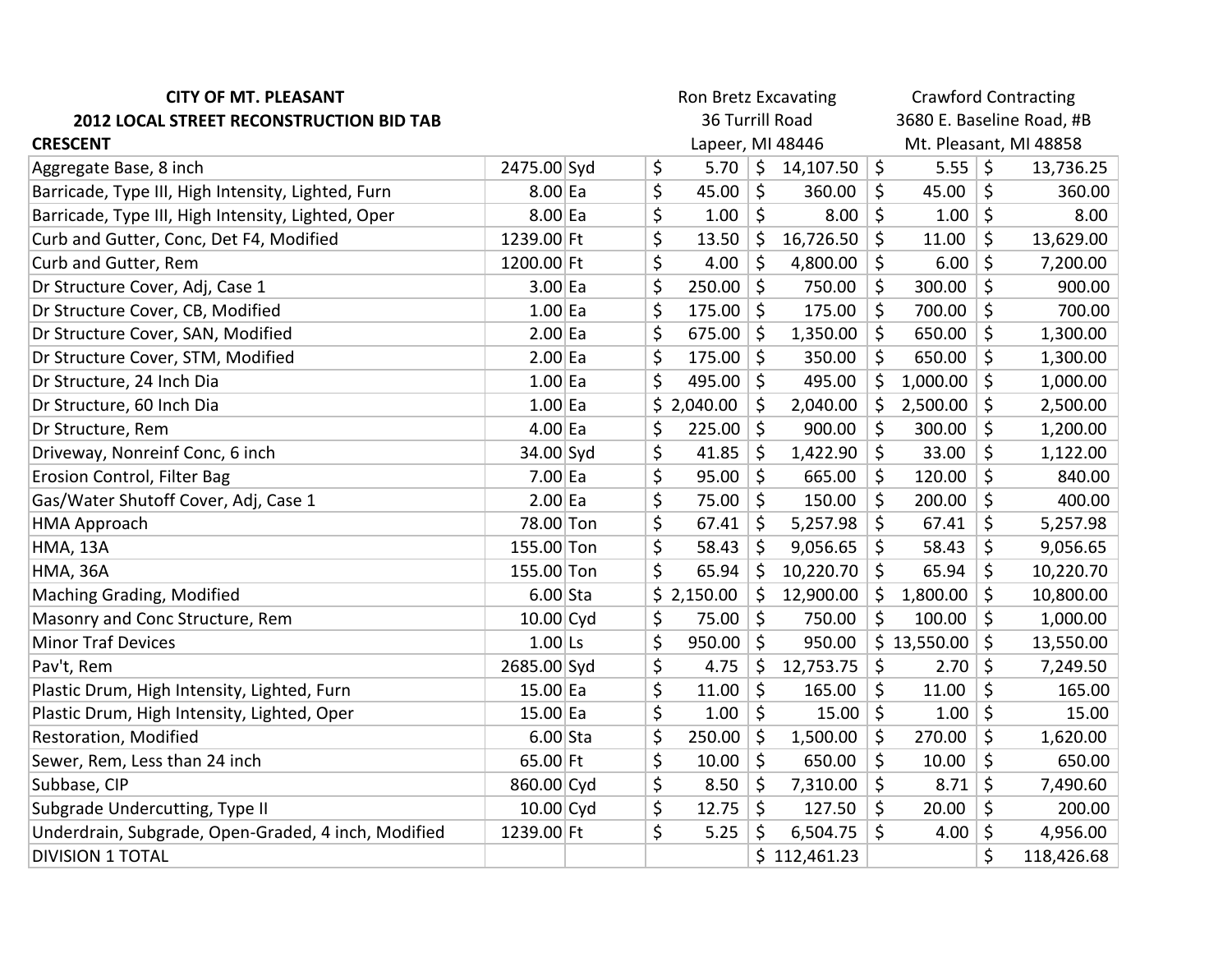**CITY OF MT. PLEASANT**
**2012 LOCAL STREET RECONSTRUCTION BID TAB**
**CRESCENT**

| | | | Ron Bretz Excavating<br>36 Turrill Road<br>Lapeer, MI 48446 | | Crawford Contracting<br>3680 E. Baseline Road, #B<br>Mt. Pleasant, MI 48858 | |
|---|---|---|---|---|---|---|
| Aggregate Base, 8 inch | 2475.00 | Syd | $ 5.70 | $ 14,107.50 | $ 5.55 | $ 13,736.25 |
| Barricade, Type III, High Intensity, Lighted, Furn | 8.00 | Ea | $ 45.00 | $ 360.00 | $ 45.00 | $ 360.00 |
| Barricade, Type III, High Intensity, Lighted, Oper | 8.00 | Ea | $ 1.00 | $ 8.00 | $ 1.00 | $ 8.00 |
| Curb and Gutter, Conc, Det F4, Modified | 1239.00 | Ft | $ 13.50 | $ 16,726.50 | $ 11.00 | $ 13,629.00 |
| Curb and Gutter, Rem | 1200.00 | Ft | $ 4.00 | $ 4,800.00 | $ 6.00 | $ 7,200.00 |
| Dr Structure Cover, Adj, Case 1 | 3.00 | Ea | $ 250.00 | $ 750.00 | $ 300.00 | $ 900.00 |
| Dr Structure Cover, CB, Modified | 1.00 | Ea | $ 175.00 | $ 175.00 | $ 700.00 | $ 700.00 |
| Dr Structure Cover, SAN, Modified | 2.00 | Ea | $ 675.00 | $ 1,350.00 | $ 650.00 | $ 1,300.00 |
| Dr Structure Cover, STM, Modified | 2.00 | Ea | $ 175.00 | $ 350.00 | $ 650.00 | $ 1,300.00 |
| Dr Structure, 24 Inch Dia | 1.00 | Ea | $ 495.00 | $ 495.00 | $ 1,000.00 | $ 1,000.00 |
| Dr Structure, 60 Inch Dia | 1.00 | Ea | $ 2,040.00 | $ 2,040.00 | $ 2,500.00 | $ 2,500.00 |
| Dr Structure, Rem | 4.00 | Ea | $ 225.00 | $ 900.00 | $ 300.00 | $ 1,200.00 |
| Driveway, Nonreinf Conc, 6 inch | 34.00 | Syd | $ 41.85 | $ 1,422.90 | $ 33.00 | $ 1,122.00 |
| Erosion Control, Filter Bag | 7.00 | Ea | $ 95.00 | $ 665.00 | $ 120.00 | $ 840.00 |
| Gas/Water Shutoff Cover, Adj, Case 1 | 2.00 | Ea | $ 75.00 | $ 150.00 | $ 200.00 | $ 400.00 |
| HMA Approach | 78.00 | Ton | $ 67.41 | $ 5,257.98 | $ 67.41 | $ 5,257.98 |
| HMA, 13A | 155.00 | Ton | $ 58.43 | $ 9,056.65 | $ 58.43 | $ 9,056.65 |
| HMA, 36A | 155.00 | Ton | $ 65.94 | $ 10,220.70 | $ 65.94 | $ 10,220.70 |
| Maching Grading, Modified | 6.00 | Sta | $ 2,150.00 | $ 12,900.00 | $ 1,800.00 | $ 10,800.00 |
| Masonry and Conc Structure, Rem | 10.00 | Cyd | $ 75.00 | $ 750.00 | $ 100.00 | $ 1,000.00 |
| Minor Traf Devices | 1.00 | Ls | $ 950.00 | $ 950.00 | $ 13,550.00 | $ 13,550.00 |
| Pav't, Rem | 2685.00 | Syd | $ 4.75 | $ 12,753.75 | $ 2.70 | $ 7,249.50 |
| Plastic Drum, High Intensity, Lighted, Furn | 15.00 | Ea | $ 11.00 | $ 165.00 | $ 11.00 | $ 165.00 |
| Plastic Drum, High Intensity, Lighted, Oper | 15.00 | Ea | $ 1.00 | $ 15.00 | $ 1.00 | $ 15.00 |
| Restoration, Modified | 6.00 | Sta | $ 250.00 | $ 1,500.00 | $ 270.00 | $ 1,620.00 |
| Sewer, Rem, Less than 24 inch | 65.00 | Ft | $ 10.00 | $ 650.00 | $ 10.00 | $ 650.00 |
| Subbase, CIP | 860.00 | Cyd | $ 8.50 | $ 7,310.00 | $ 8.71 | $ 7,490.60 |
| Subgrade Undercutting, Type II | 10.00 | Cyd | $ 12.75 | $ 127.50 | $ 20.00 | $ 200.00 |
| Underdrain, Subgrade, Open-Graded, 4 inch, Modified | 1239.00 | Ft | $ 5.25 | $ 6,504.75 | $ 4.00 | $ 4,956.00 |
| DIVISION 1 TOTAL | | | | $ 112,461.23 | | $ 118,426.68 |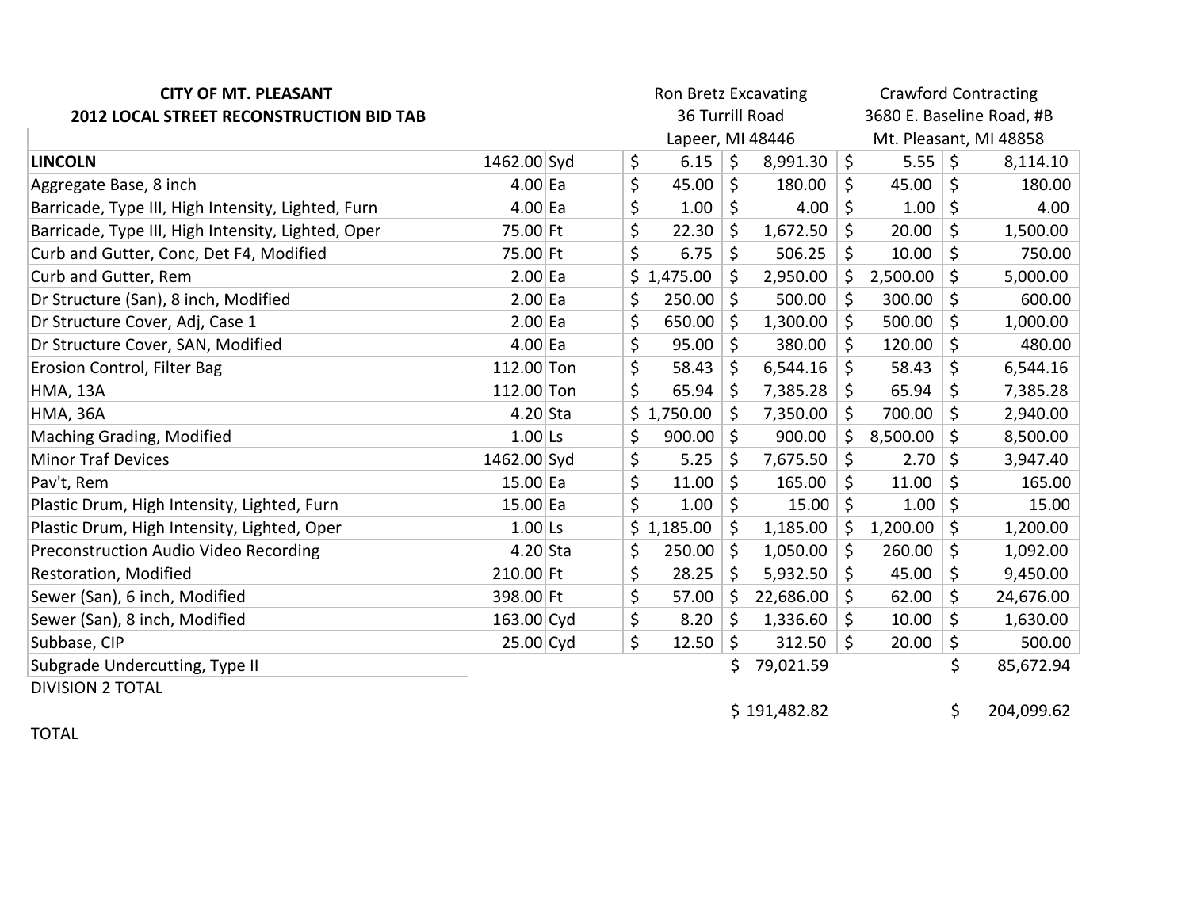**CITY OF MT. PLEASANT**
**2012 LOCAL STREET RECONSTRUCTION BID TAB**

| | | | Ron Bretz Excavating 36 Turrill Road Lapeer, MI 48446 | | Crawford Contracting 3680 E. Baseline Road, #B Mt. Pleasant, MI 48858 | |
|---|---|---|---|---|---|---|
| **LINCOLN** | 1462.00 | Syd | $ 6.15 | $ 8,991.30 | $ 5.55 | $ 8,114.10 |
| Aggregate Base, 8 inch | 4.00 | Ea | $ 45.00 | $ 180.00 | $ 45.00 | $ 180.00 |
| Barricade, Type III, High Intensity, Lighted, Furn | 4.00 | Ea | $ 1.00 | $ 4.00 | $ 1.00 | $ 4.00 |
| Barricade, Type III, High Intensity, Lighted, Oper | 75.00 | Ft | $ 22.30 | $ 1,672.50 | $ 20.00 | $ 1,500.00 |
| Curb and Gutter, Conc, Det F4, Modified | 75.00 | Ft | $ 6.75 | $ 506.25 | $ 10.00 | $ 750.00 |
| Curb and Gutter, Rem | 2.00 | Ea | $ 1,475.00 | $ 2,950.00 | $ 2,500.00 | $ 5,000.00 |
| Dr Structure (San), 8 inch, Modified | 2.00 | Ea | $ 250.00 | $ 500.00 | $ 300.00 | $ 600.00 |
| Dr Structure Cover, Adj, Case 1 | 2.00 | Ea | $ 650.00 | $ 1,300.00 | $ 500.00 | $ 1,000.00 |
| Dr Structure Cover, SAN, Modified | 4.00 | Ea | $ 95.00 | $ 380.00 | $ 120.00 | $ 480.00 |
| Erosion Control, Filter Bag | 112.00 | Ton | $ 58.43 | $ 6,544.16 | $ 58.43 | $ 6,544.16 |
| HMA, 13A | 112.00 | Ton | $ 65.94 | $ 7,385.28 | $ 65.94 | $ 7,385.28 |
| HMA, 36A | 4.20 | Sta | $ 1,750.00 | $ 7,350.00 | $ 700.00 | $ 2,940.00 |
| Maching Grading, Modified | 1.00 | Ls | $ 900.00 | $ 900.00 | $ 8,500.00 | $ 8,500.00 |
| Minor Traf Devices | 1462.00 | Syd | $ 5.25 | $ 7,675.50 | $ 2.70 | $ 3,947.40 |
| Pav't, Rem | 15.00 | Ea | $ 11.00 | $ 165.00 | $ 11.00 | $ 165.00 |
| Plastic Drum, High Intensity, Lighted, Furn | 15.00 | Ea | $ 1.00 | $ 15.00 | $ 1.00 | $ 15.00 |
| Plastic Drum, High Intensity, Lighted, Oper | 1.00 | Ls | $ 1,185.00 | $ 1,185.00 | $ 1,200.00 | $ 1,200.00 |
| Preconstruction Audio Video Recording | 4.20 | Sta | $ 250.00 | $ 1,050.00 | $ 260.00 | $ 1,092.00 |
| Restoration, Modified | 210.00 | Ft | $ 28.25 | $ 5,932.50 | $ 45.00 | $ 9,450.00 |
| Sewer (San), 6 inch, Modified | 398.00 | Ft | $ 57.00 | $ 22,686.00 | $ 62.00 | $ 24,676.00 |
| Sewer (San), 8 inch, Modified | 163.00 | Cyd | $ 8.20 | $ 1,336.60 | $ 10.00 | $ 1,630.00 |
| Subbase, CIP | 25.00 | Cyd | $ 12.50 | $ 312.50 | $ 20.00 | $ 500.00 |
| Subgrade Undercutting, Type II | | | | $ 79,021.59 | | $ 85,672.94 |
| DIVISION 2 TOTAL | | | | | | |
| | | | | $ 191,482.82 | | $ 204,099.62 |
| TOTAL | | | | | | |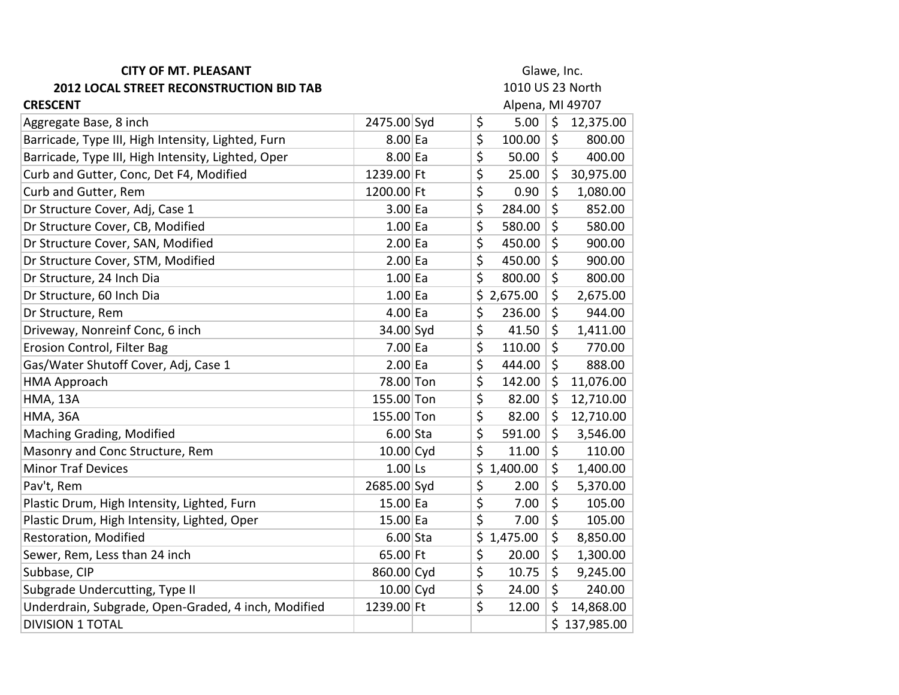**CITY OF MT. PLEASANT**
**2012 LOCAL STREET RECONSTRUCTION BID TAB**
**CRESCENT**

Glawe, Inc.
1010 US 23 North
Alpena, MI 49707

| Item | Quantity | Unit | Unit Price | Total |
|---|---|---|---|---|
| Aggregate Base, 8 inch | 2475.00 | Syd | $ 5.00 | $ 12,375.00 |
| Barricade, Type III, High Intensity, Lighted, Furn | 8.00 | Ea | $ 100.00 | $ 800.00 |
| Barricade, Type III, High Intensity, Lighted, Oper | 8.00 | Ea | $ 50.00 | $ 400.00 |
| Curb and Gutter, Conc, Det F4, Modified | 1239.00 | Ft | $ 25.00 | $ 30,975.00 |
| Curb and Gutter, Rem | 1200.00 | Ft | $ 0.90 | $ 1,080.00 |
| Dr Structure Cover, Adj, Case 1 | 3.00 | Ea | $ 284.00 | $ 852.00 |
| Dr Structure Cover, CB, Modified | 1.00 | Ea | $ 580.00 | $ 580.00 |
| Dr Structure Cover, SAN, Modified | 2.00 | Ea | $ 450.00 | $ 900.00 |
| Dr Structure Cover, STM, Modified | 2.00 | Ea | $ 450.00 | $ 900.00 |
| Dr Structure, 24 Inch Dia | 1.00 | Ea | $ 800.00 | $ 800.00 |
| Dr Structure, 60 Inch Dia | 1.00 | Ea | $ 2,675.00 | $ 2,675.00 |
| Dr Structure, Rem | 4.00 | Ea | $ 236.00 | $ 944.00 |
| Driveway, Nonreinf Conc, 6 inch | 34.00 | Syd | $ 41.50 | $ 1,411.00 |
| Erosion Control, Filter Bag | 7.00 | Ea | $ 110.00 | $ 770.00 |
| Gas/Water Shutoff Cover, Adj, Case 1 | 2.00 | Ea | $ 444.00 | $ 888.00 |
| HMA Approach | 78.00 | Ton | $ 142.00 | $ 11,076.00 |
| HMA, 13A | 155.00 | Ton | $ 82.00 | $ 12,710.00 |
| HMA, 36A | 155.00 | Ton | $ 82.00 | $ 12,710.00 |
| Maching Grading, Modified | 6.00 | Sta | $ 591.00 | $ 3,546.00 |
| Masonry and Conc Structure, Rem | 10.00 | Cyd | $ 11.00 | $ 110.00 |
| Minor Traf Devices | 1.00 | Ls | $ 1,400.00 | $ 1,400.00 |
| Pav't, Rem | 2685.00 | Syd | $ 2.00 | $ 5,370.00 |
| Plastic Drum, High Intensity, Lighted, Furn | 15.00 | Ea | $ 7.00 | $ 105.00 |
| Plastic Drum, High Intensity, Lighted, Oper | 15.00 | Ea | $ 7.00 | $ 105.00 |
| Restoration, Modified | 6.00 | Sta | $ 1,475.00 | $ 8,850.00 |
| Sewer, Rem, Less than 24 inch | 65.00 | Ft | $ 20.00 | $ 1,300.00 |
| Subbase, CIP | 860.00 | Cyd | $ 10.75 | $ 9,245.00 |
| Subgrade Undercutting, Type II | 10.00 | Cyd | $ 24.00 | $ 240.00 |
| Underdrain, Subgrade, Open-Graded, 4 inch, Modified | 1239.00 | Ft | $ 12.00 | $ 14,868.00 |
| DIVISION 1 TOTAL | | | | $ 137,985.00 |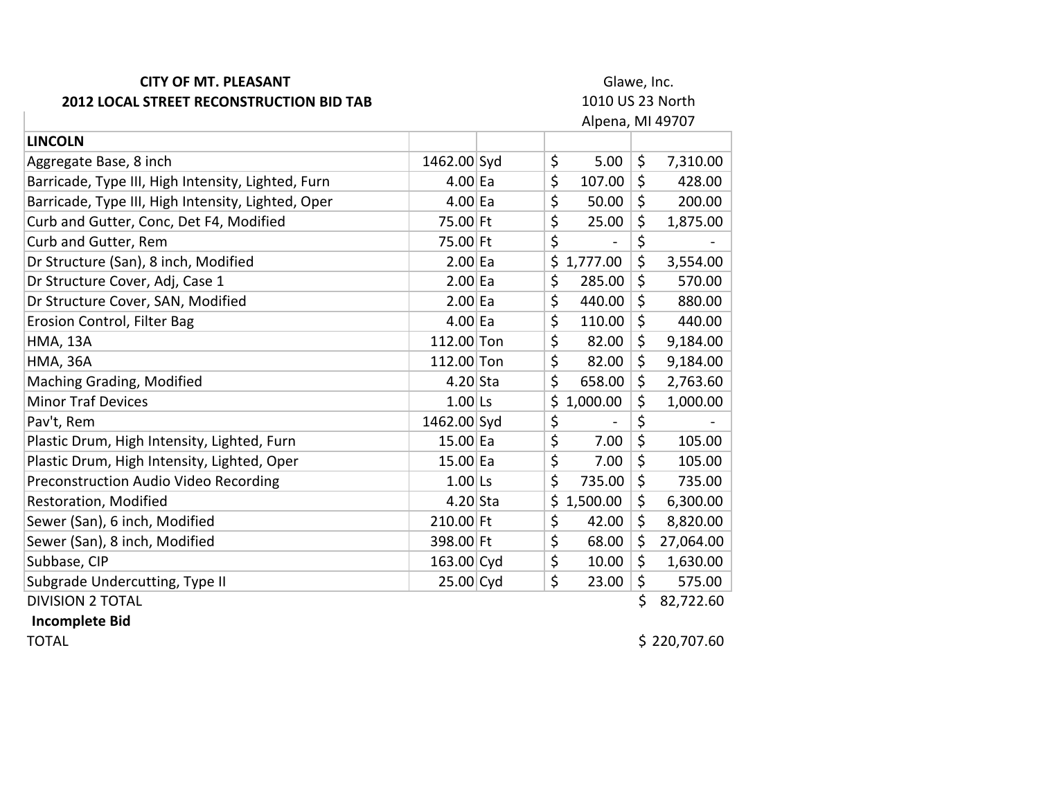**CITY OF MT. PLEASANT**
**2012 LOCAL STREET RECONSTRUCTION BID TAB**

Glawe, Inc.
1010 US 23 North
Alpena, MI 49707

| | | | | |
|---|---|---|---|---|
| **LINCOLN** | | | | |
| Aggregate Base, 8 inch | 1462.00 | Syd | $ 5.00 | $ 7,310.00 |
| Barricade, Type III, High Intensity, Lighted, Furn | 4.00 | Ea | $ 107.00 | $ 428.00 |
| Barricade, Type III, High Intensity, Lighted, Oper | 4.00 | Ea | $ 50.00 | $ 200.00 |
| Curb and Gutter, Conc, Det F4, Modified | 75.00 | Ft | $ 25.00 | $ 1,875.00 |
| Curb and Gutter, Rem | 75.00 | Ft | $ - | $ - |
| Dr Structure (San), 8 inch, Modified | 2.00 | Ea | $ 1,777.00 | $ 3,554.00 |
| Dr Structure Cover, Adj, Case 1 | 2.00 | Ea | $ 285.00 | $ 570.00 |
| Dr Structure Cover, SAN, Modified | 2.00 | Ea | $ 440.00 | $ 880.00 |
| Erosion Control, Filter Bag | 4.00 | Ea | $ 110.00 | $ 440.00 |
| HMA, 13A | 112.00 | Ton | $ 82.00 | $ 9,184.00 |
| HMA, 36A | 112.00 | Ton | $ 82.00 | $ 9,184.00 |
| Maching Grading, Modified | 4.20 | Sta | $ 658.00 | $ 2,763.60 |
| Minor Traf Devices | 1.00 | Ls | $ 1,000.00 | $ 1,000.00 |
| Pav't, Rem | 1462.00 | Syd | $ - | $ - |
| Plastic Drum, High Intensity, Lighted, Furn | 15.00 | Ea | $ 7.00 | $ 105.00 |
| Plastic Drum, High Intensity, Lighted, Oper | 15.00 | Ea | $ 7.00 | $ 105.00 |
| Preconstruction Audio Video Recording | 1.00 | Ls | $ 735.00 | $ 735.00 |
| Restoration, Modified | 4.20 | Sta | $ 1,500.00 | $ 6,300.00 |
| Sewer (San), 6 inch, Modified | 210.00 | Ft | $ 42.00 | $ 8,820.00 |
| Sewer (San), 8 inch, Modified | 398.00 | Ft | $ 68.00 | $ 27,064.00 |
| Subbase, CIP | 163.00 | Cyd | $ 10.00 | $ 1,630.00 |
| Subgrade Undercutting, Type II | 25.00 | Cyd | $ 23.00 | $ 575.00 |
| DIVISION 2 TOTAL | | | | $ 82,722.60 |
| **Incomplete Bid** | | | | |
| TOTAL | | | | $ 220,707.60 |